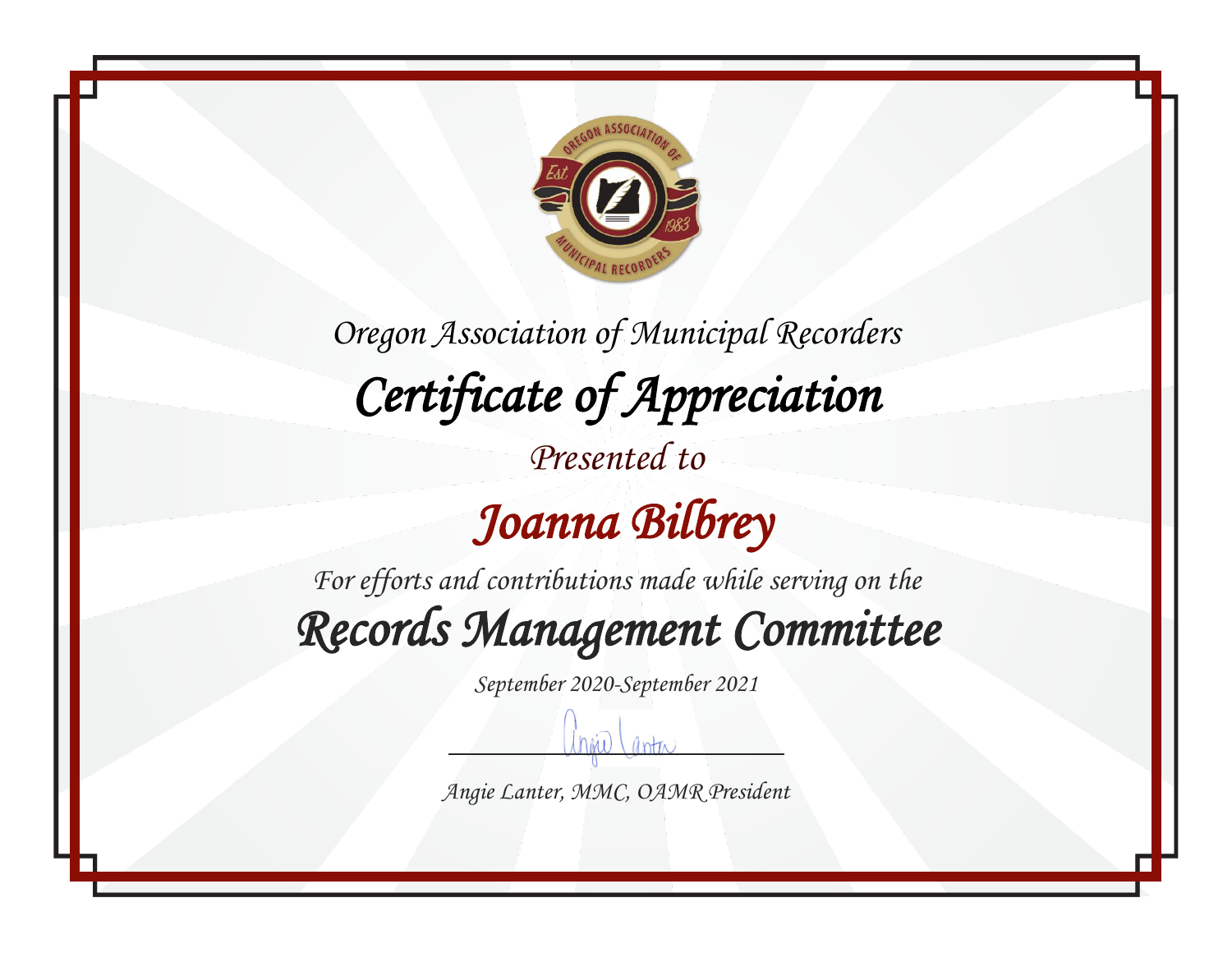Oregon Association of Municipal Recorders

# Certificate of Appreciation

Presented to

## Joanna Bilbrey

For efforts and contributions made while serving on the

## Records Management Committee

September 2020-September 2021

Angie Lanter, MMC, OAMR President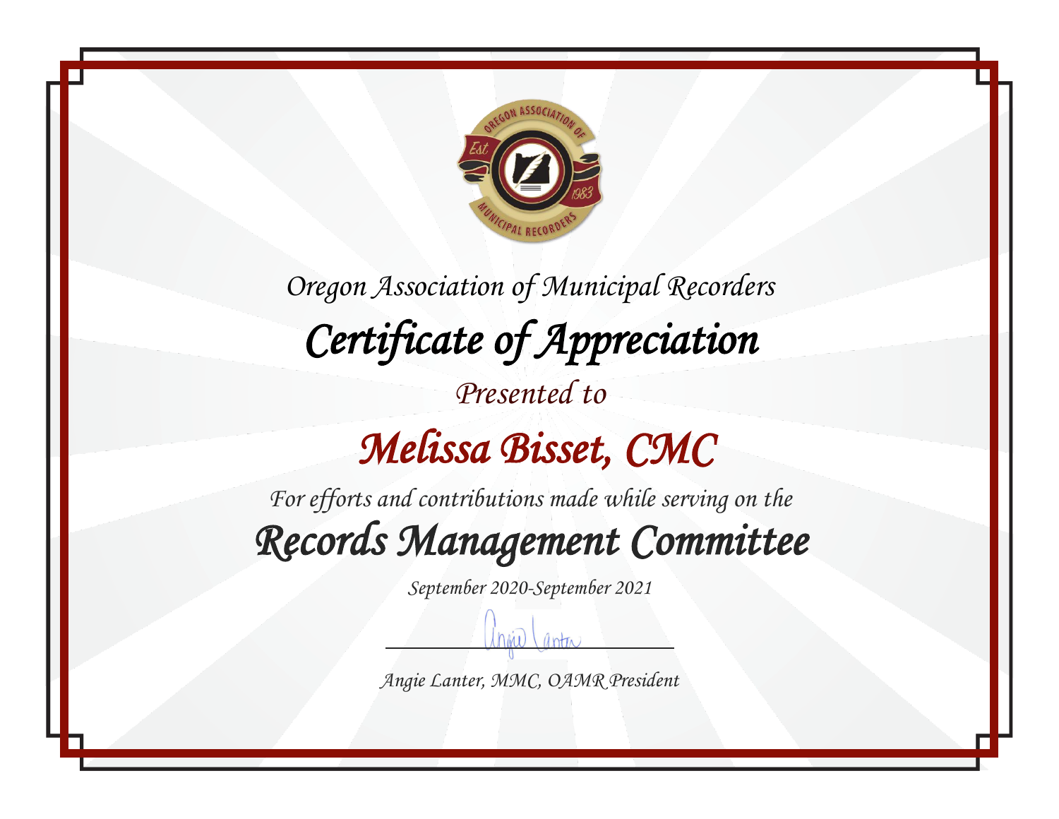Oregon Association of Municipal Recorders

# Certificate of Appreciation

Presented to

## Melissa Bisset, CMC

For efforts and contributions made while serving on the

## Records Management Committee

September 2020-September 2021

Angie Lanter, MMC, OAMR President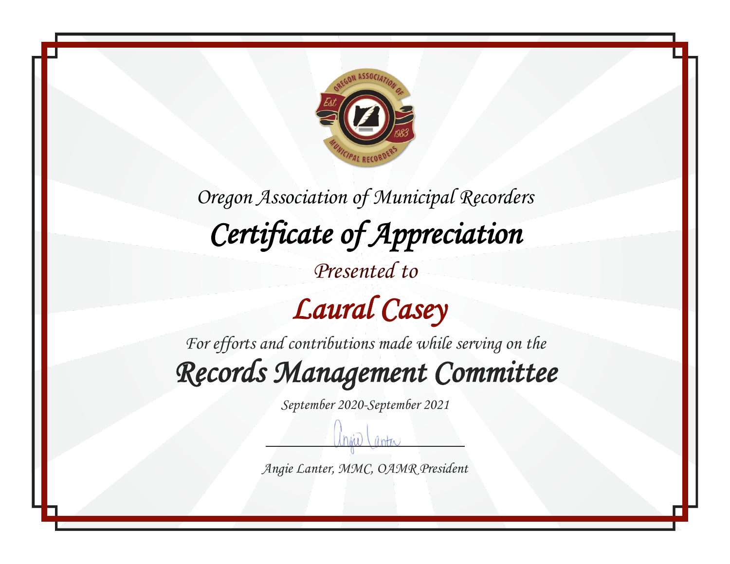Oregon Association of Municipal Recorders

# Certificate of Appreciation

Presented to

## Laural Casey

For efforts and contributions made while serving on the

## Records Management Committee

September 2020-September 2021

Angie Lanter, MMC, OAMR President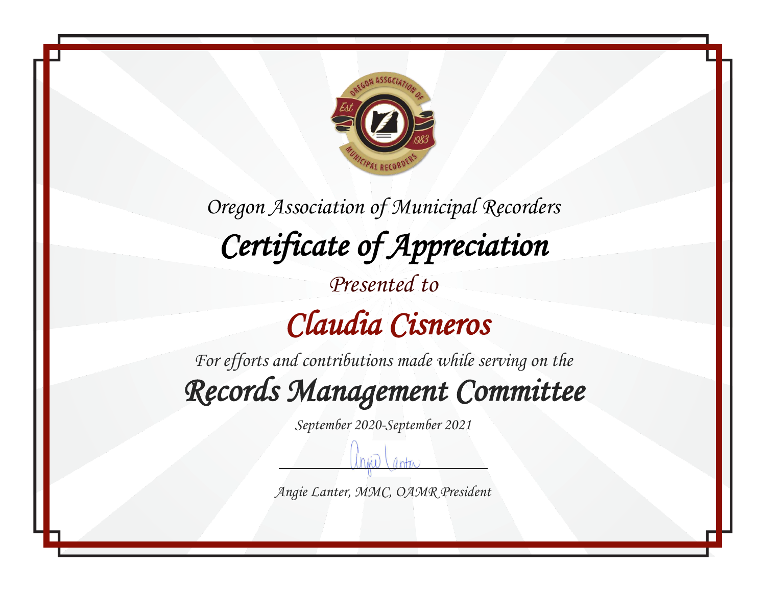Oregon Association of Municipal Recorders

# Certificate of Appreciation

Presented to

## Claudia Cisneros

For efforts and contributions made while serving on the

## Records Management Committee

September 2020-September 2021

Angie Lanter, MMC, OAMR President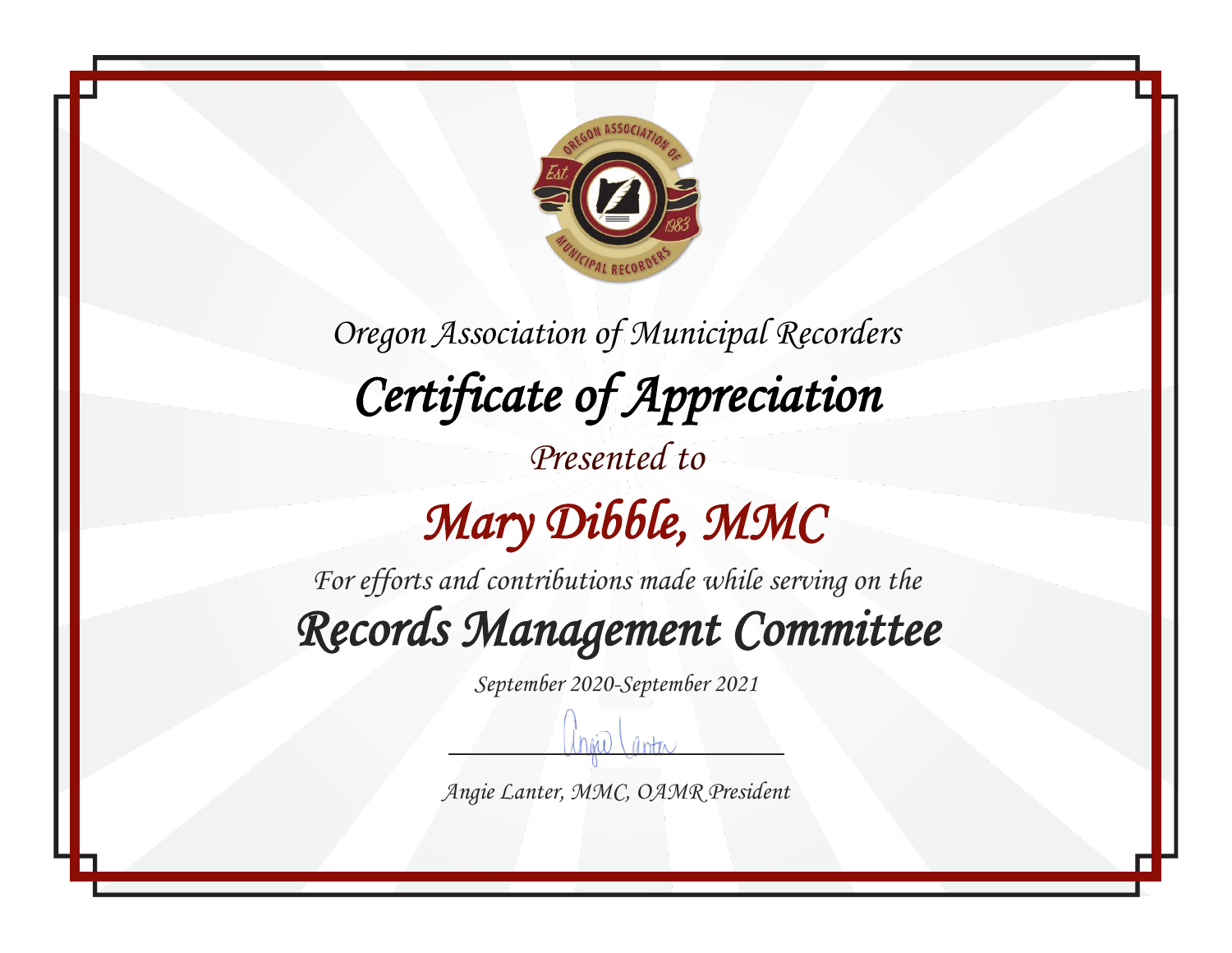Oregon Association of Municipal Recorders

# Certificate of Appreciation

Presented to

## Mary Dibble, MMC

For efforts and contributions made while serving on the

## Records Management Committee

September 2020-September 2021

Angie Lanter, MMC, OAMR President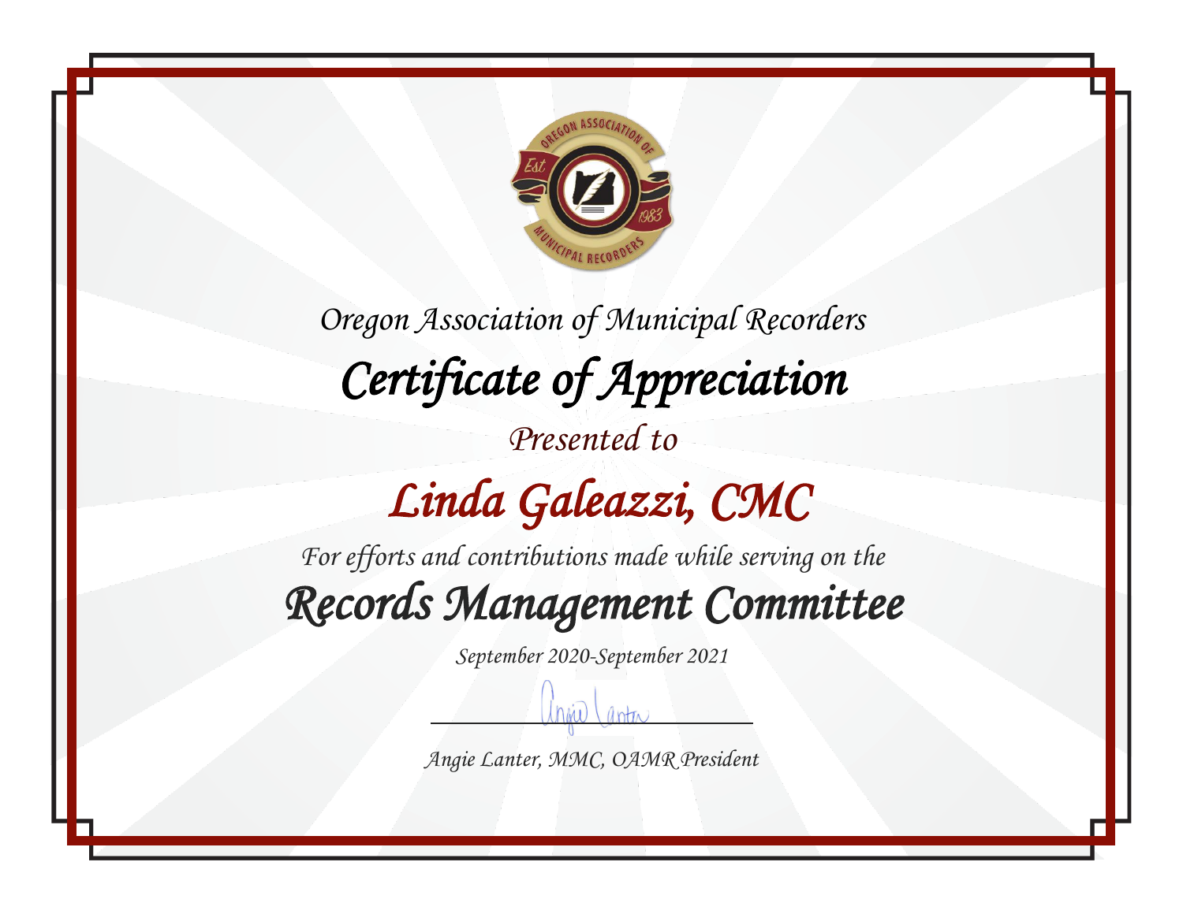Oregon Association of Municipal Recorders

# Certificate of Appreciation

Presented to

## Linda Galeazzi, CMC

For efforts and contributions made while serving on the

## Records Management Committee

September 2020-September 2021

Angie Lanter, MMC, OAMR President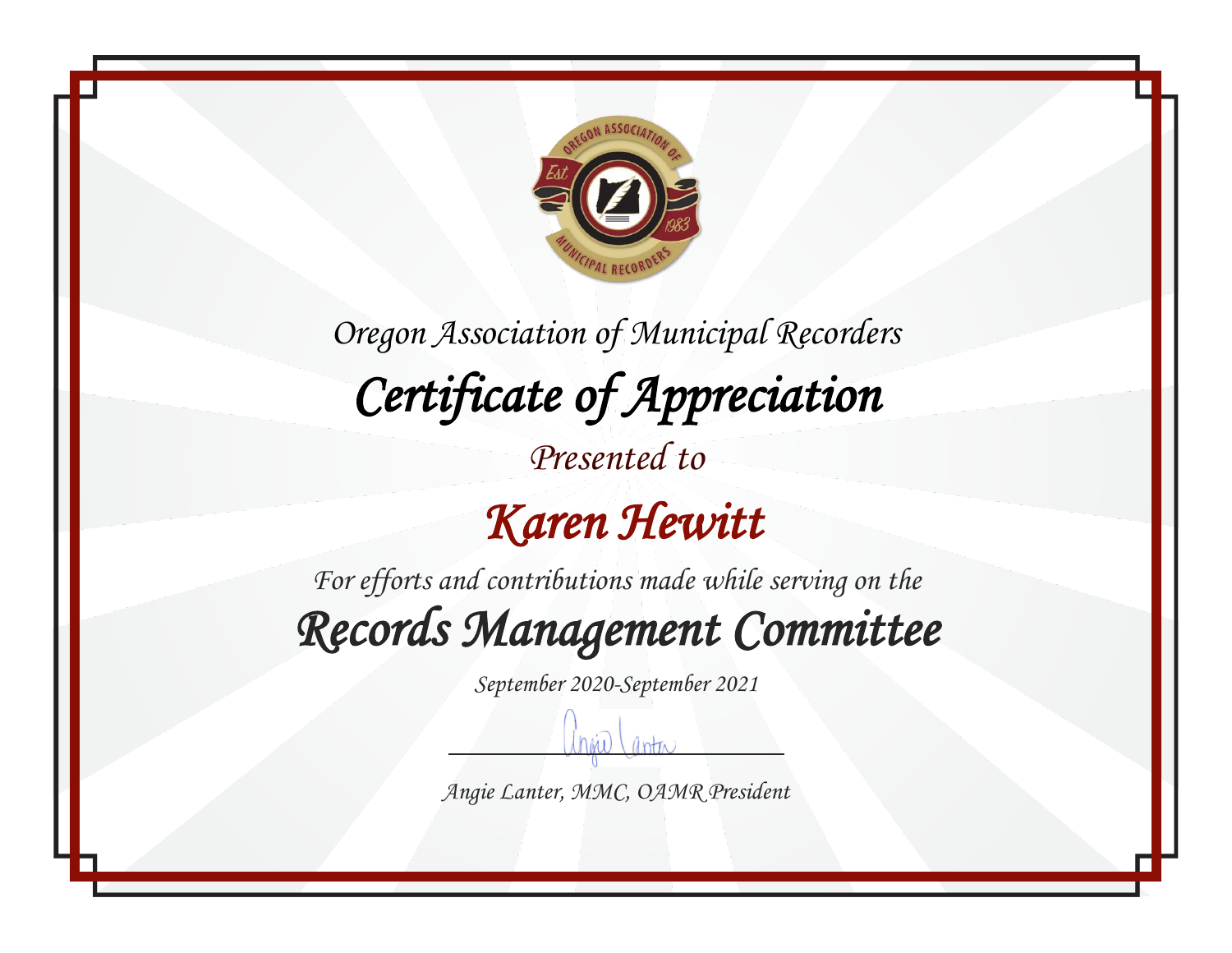Oregon Association of Municipal Recorders

# Certificate of Appreciation

Presented to

## Karen Hewitt

For efforts and contributions made while serving on the

## Records Management Committee

September 2020-September 2021

Angie Lanter, MMC, OAMR President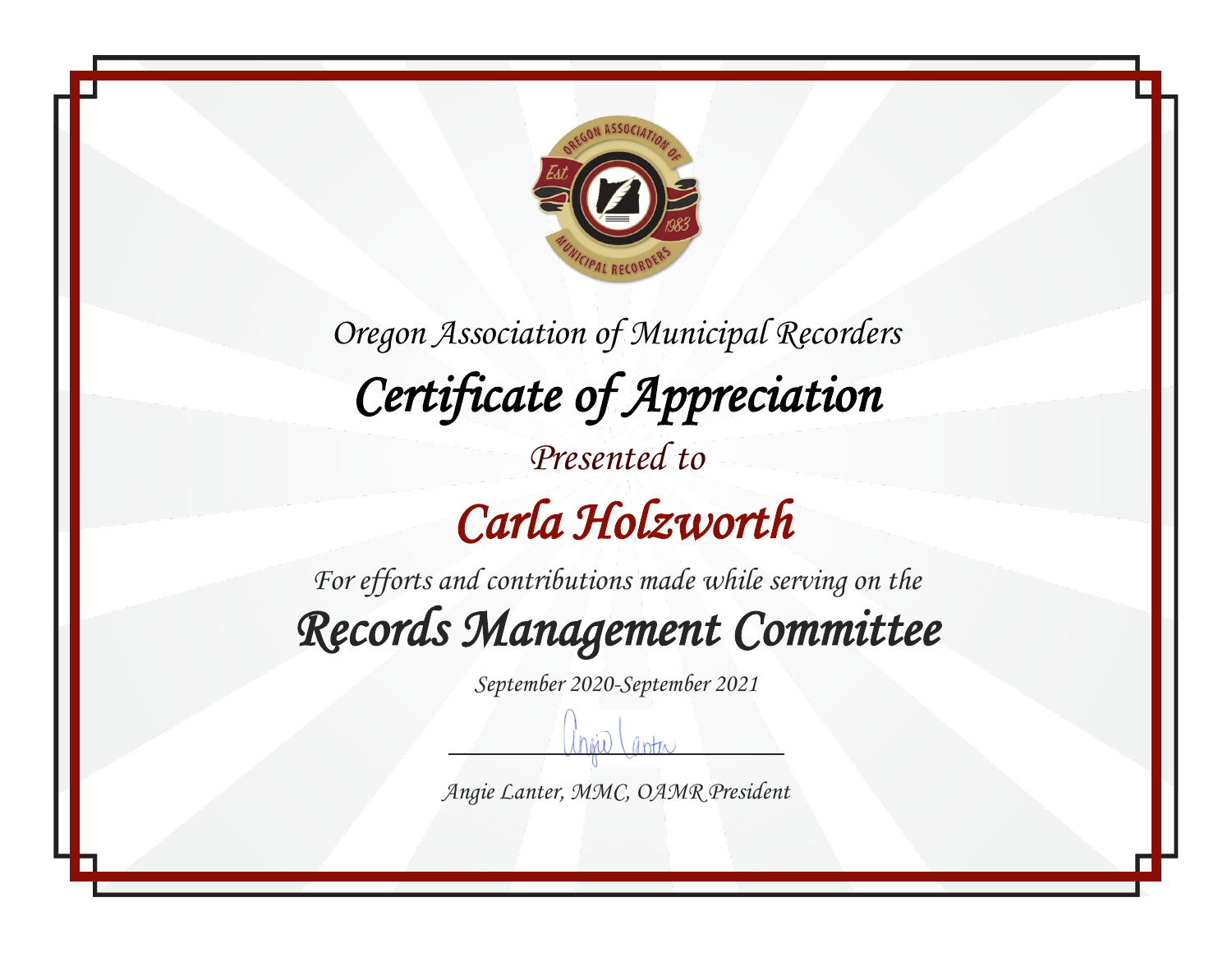Oregon Association of Municipal Recorders

# Certificate of Appreciation

Presented to

## Carla Holzworth

For efforts and contributions made while serving on the

## Records Management Committee

September 2020-September 2021

Angie Lanter, MMC, OAMR President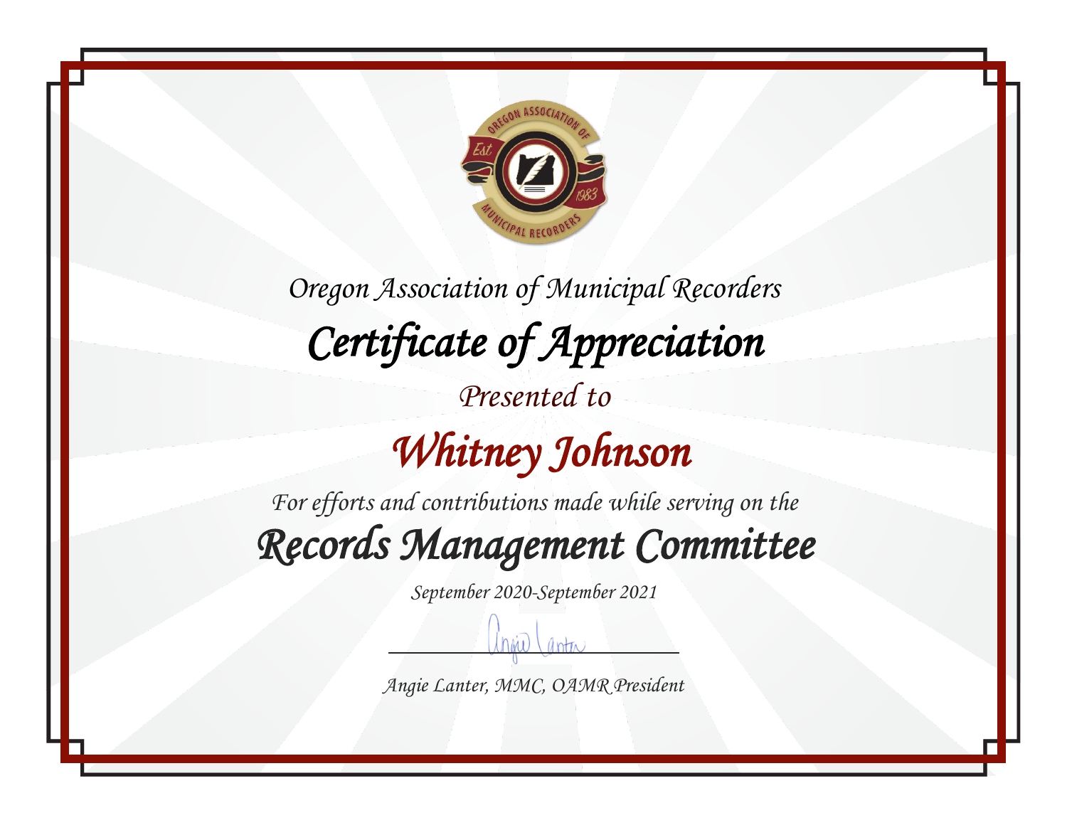*Oregon Association of Municipal Recorders*

# *Certificate of Appreciation*

*Presented to*

## *Whitney Johnson*

*For efforts and contributions made while serving on the*

## *Records Management Committee*

*September 2020-September 2021*

*Angie Lanter, MMC, OAMR President*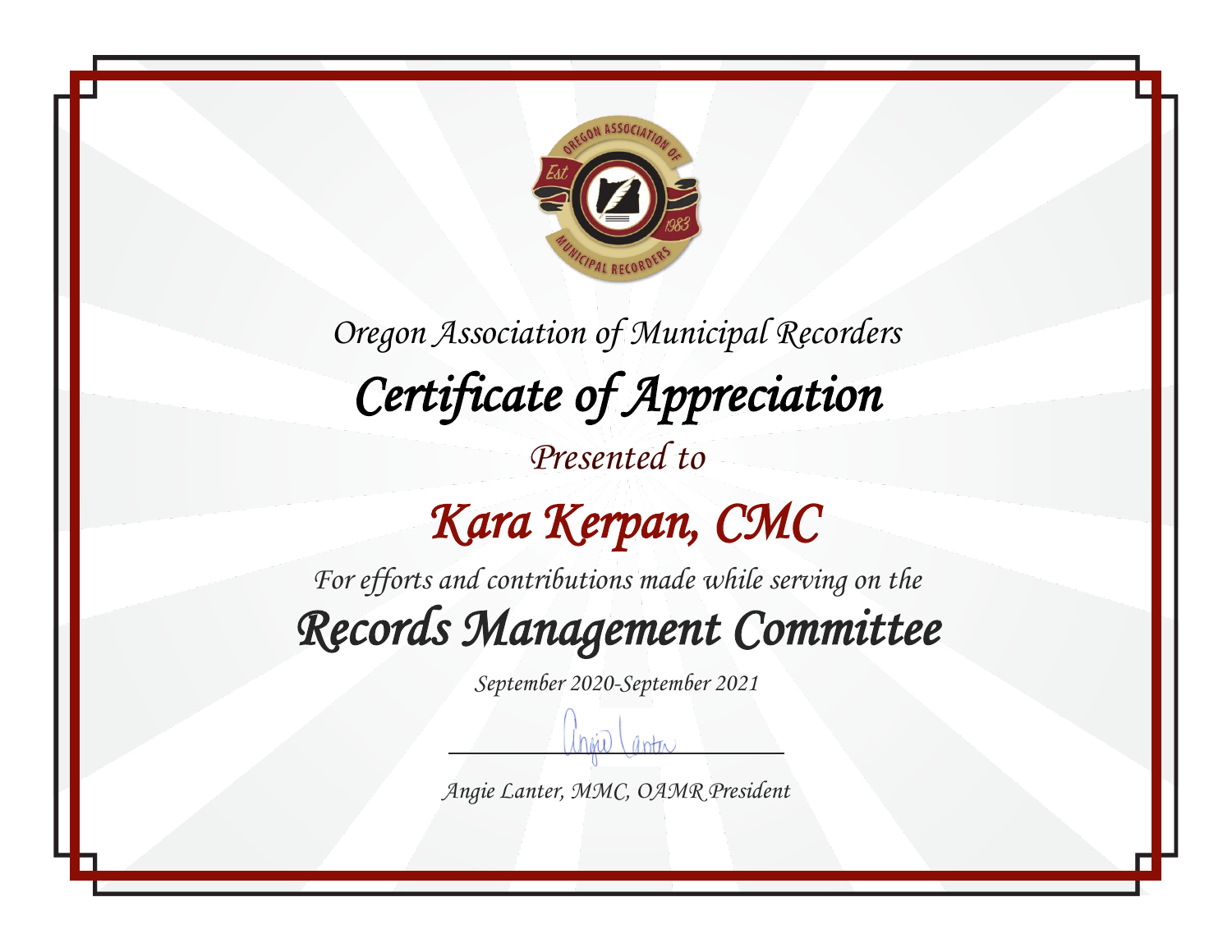Oregon Association of Municipal Recorders

# Certificate of Appreciation

Presented to

## Kara Kerpan, CMC

For efforts and contributions made while serving on the

## Records Management Committee

September 2020-September 2021

Angie Lanter, MMC, OAMR President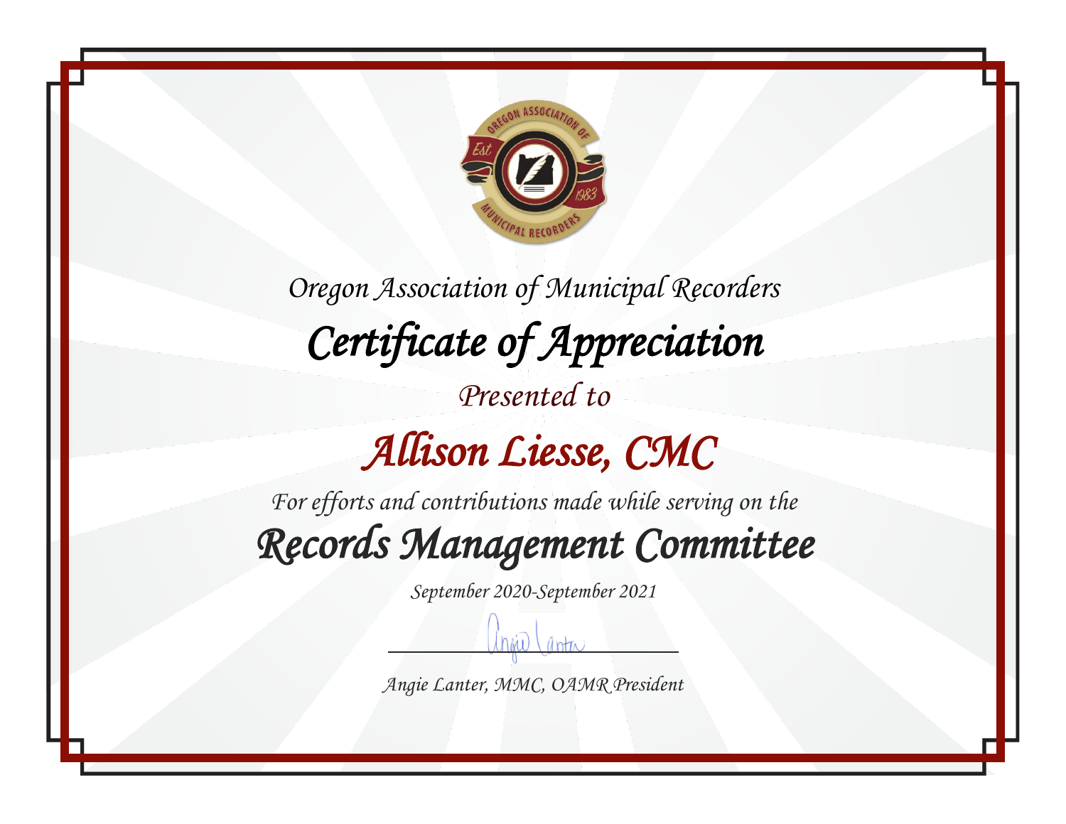Oregon Association of Municipal Recorders

# Certificate of Appreciation

Presented to

## Allison Liesse, CMC

For efforts and contributions made while serving on the

## Records Management Committee

September 2020-September 2021

Angie Lanter, MMC, OAMR President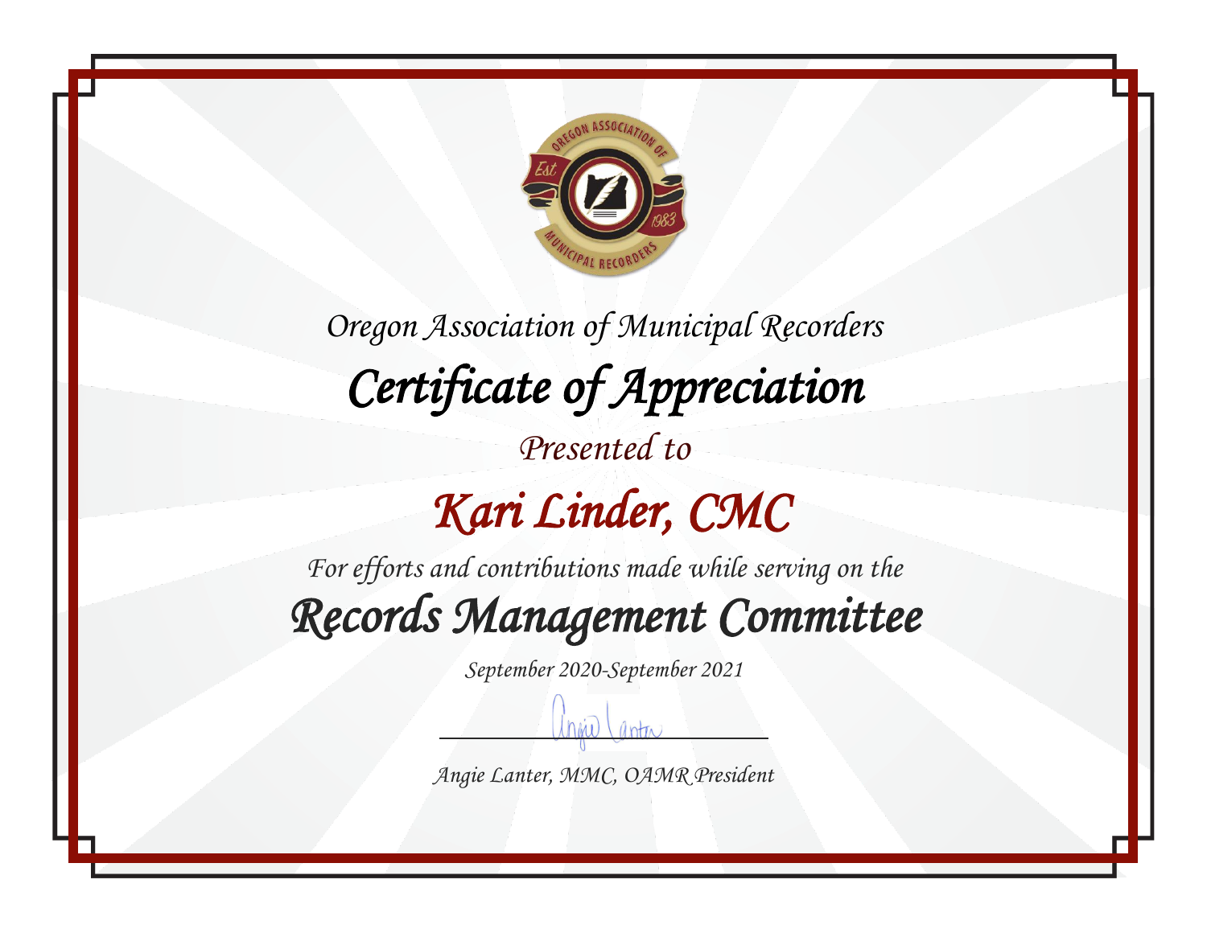Oregon Association of Municipal Recorders

# Certificate of Appreciation

Presented to

## Kari Linder, CMC

For efforts and contributions made while serving on the

## Records Management Committee

September 2020-September 2021

Angie Lanter, MMC, OAMR President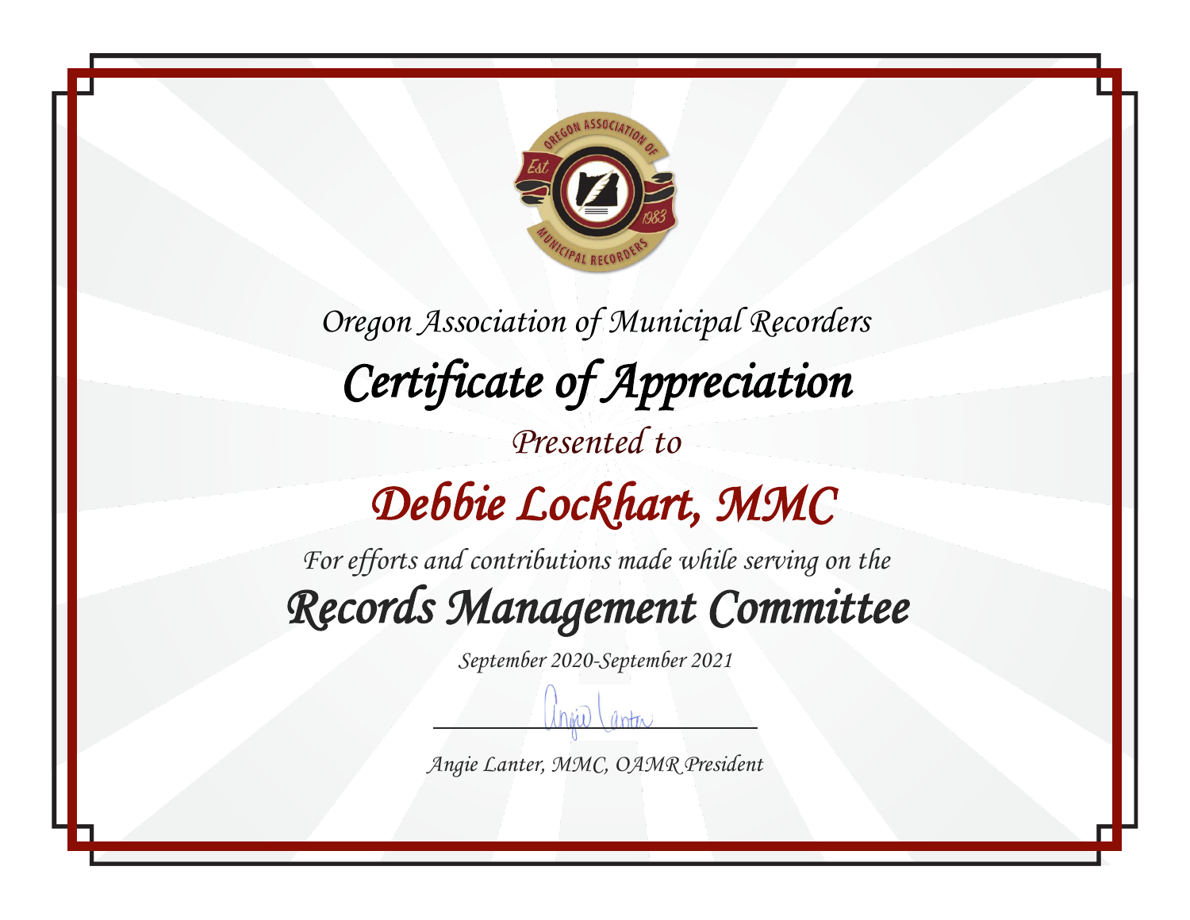Oregon Association of Municipal Recorders

# Certificate of Appreciation

Presented to

## Debbie Lockhart, MMC

For efforts and contributions made while serving on the

## Records Management Committee

September 2020-September 2021

Angie Lanter, MMC, OAMR President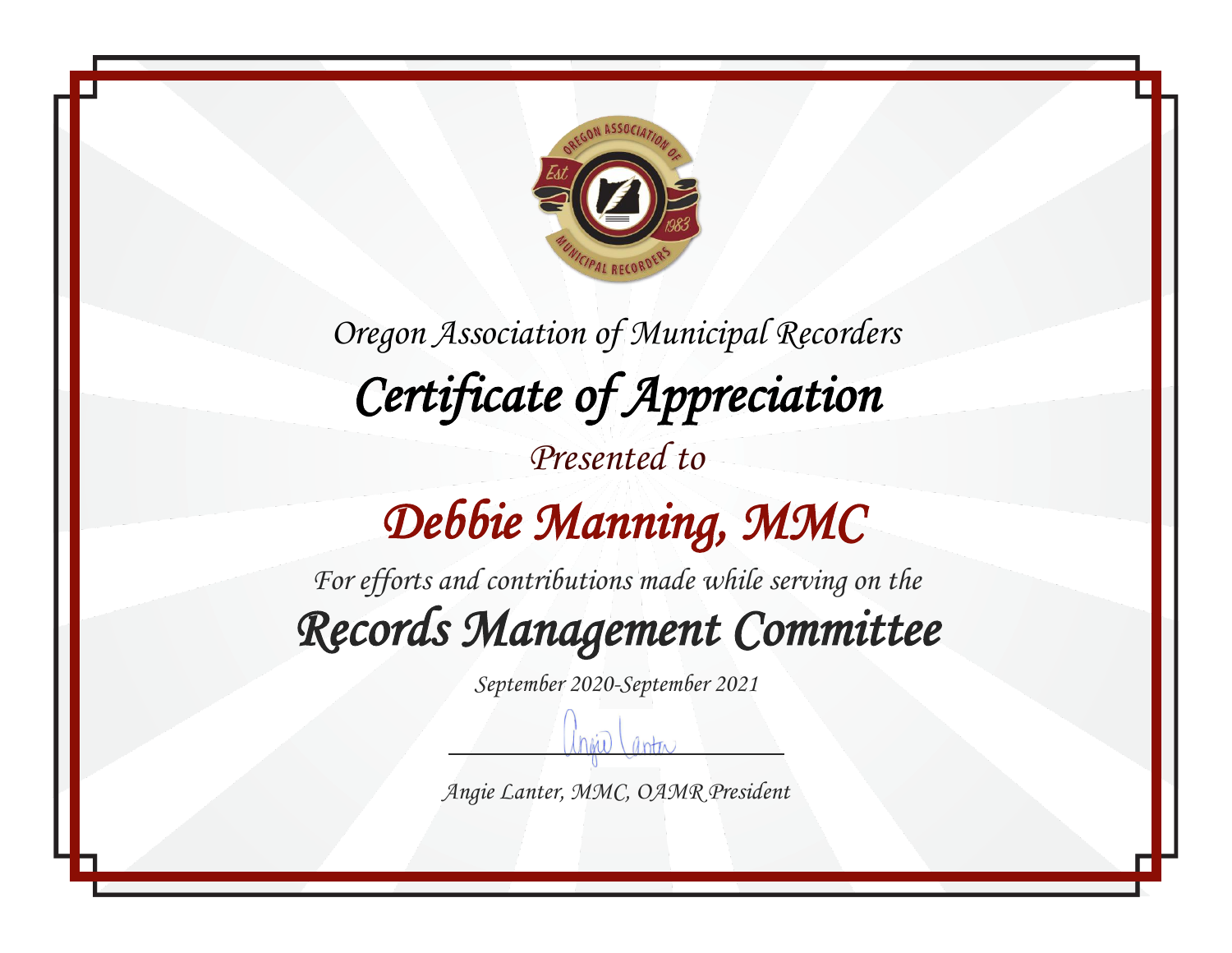*Oregon Association of Municipal Recorders*

# *Certificate of Appreciation*

*Presented to*

## *Debbie Manning, MMC*

*For efforts and contributions made while serving on the*

## *Records Management Committee*

*September 2020-September 2021*

*Angie Lanter, MMC, OAMR President*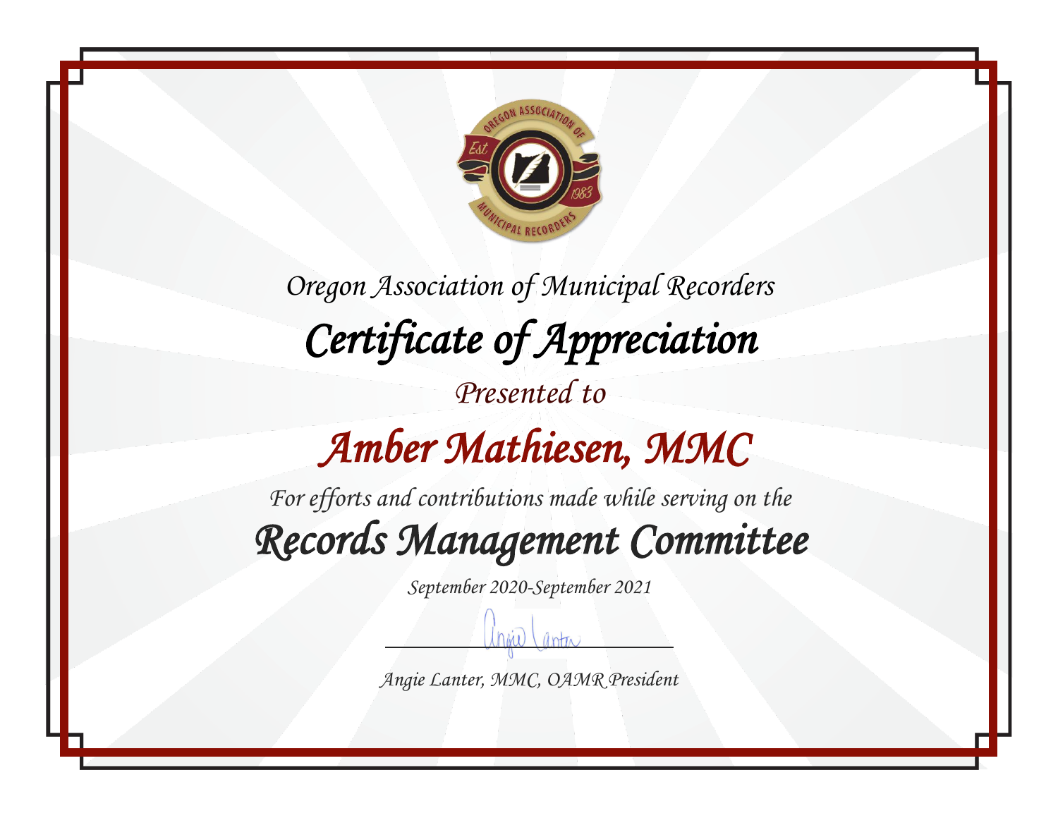Oregon Association of Municipal Recorders

# Certificate of Appreciation

Presented to

## Amber Mathiesen, MMC

For efforts and contributions made while serving on the

## Records Management Committee

September 2020-September 2021

Angie Lanter, MMC, OAMR President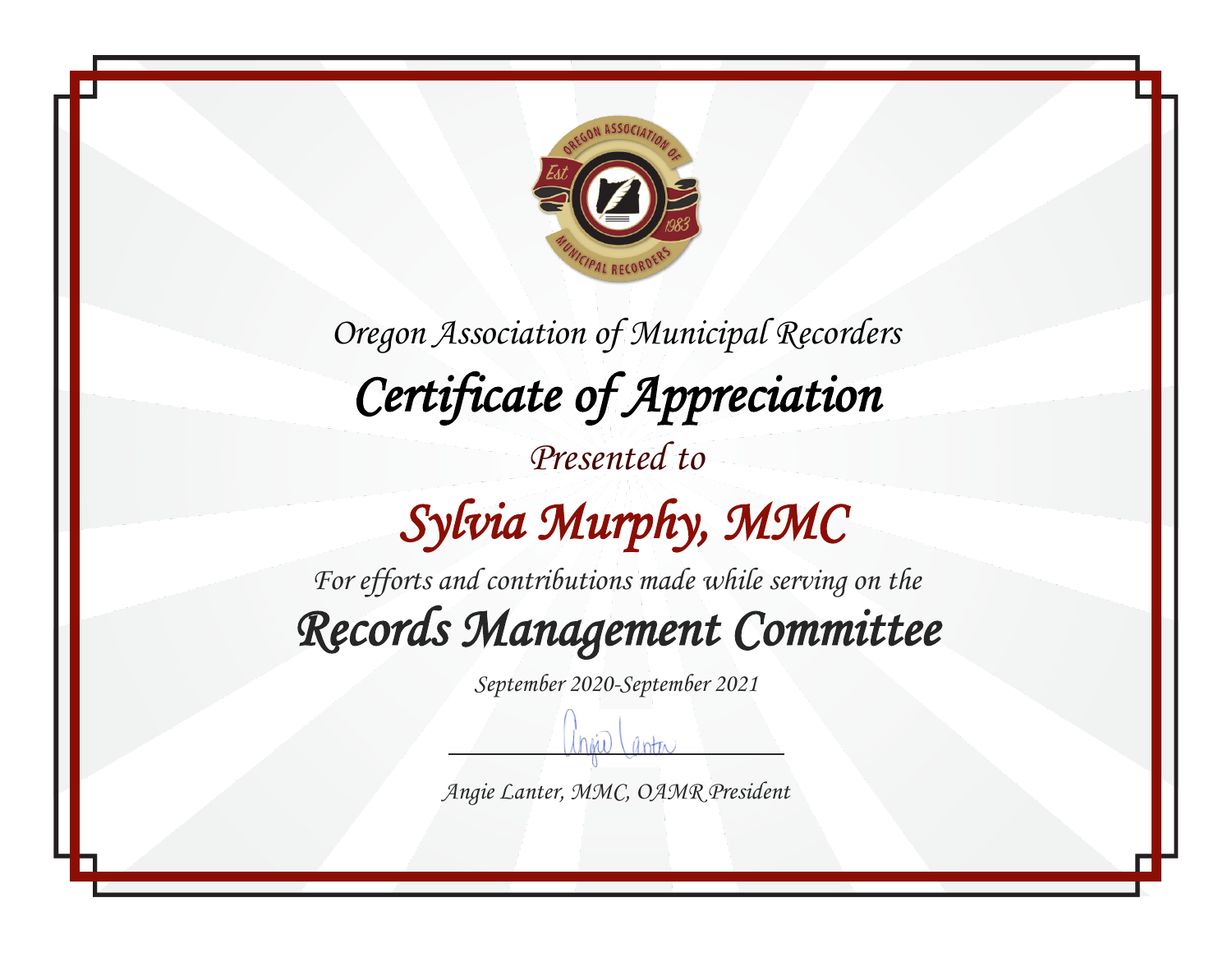Oregon Association of Municipal Recorders

# Certificate of Appreciation

Presented to

## Sylvia Murphy, MMC

For efforts and contributions made while serving on the

## Records Management Committee

September 2020-September 2021

Angie Lanter, MMC, OAMR President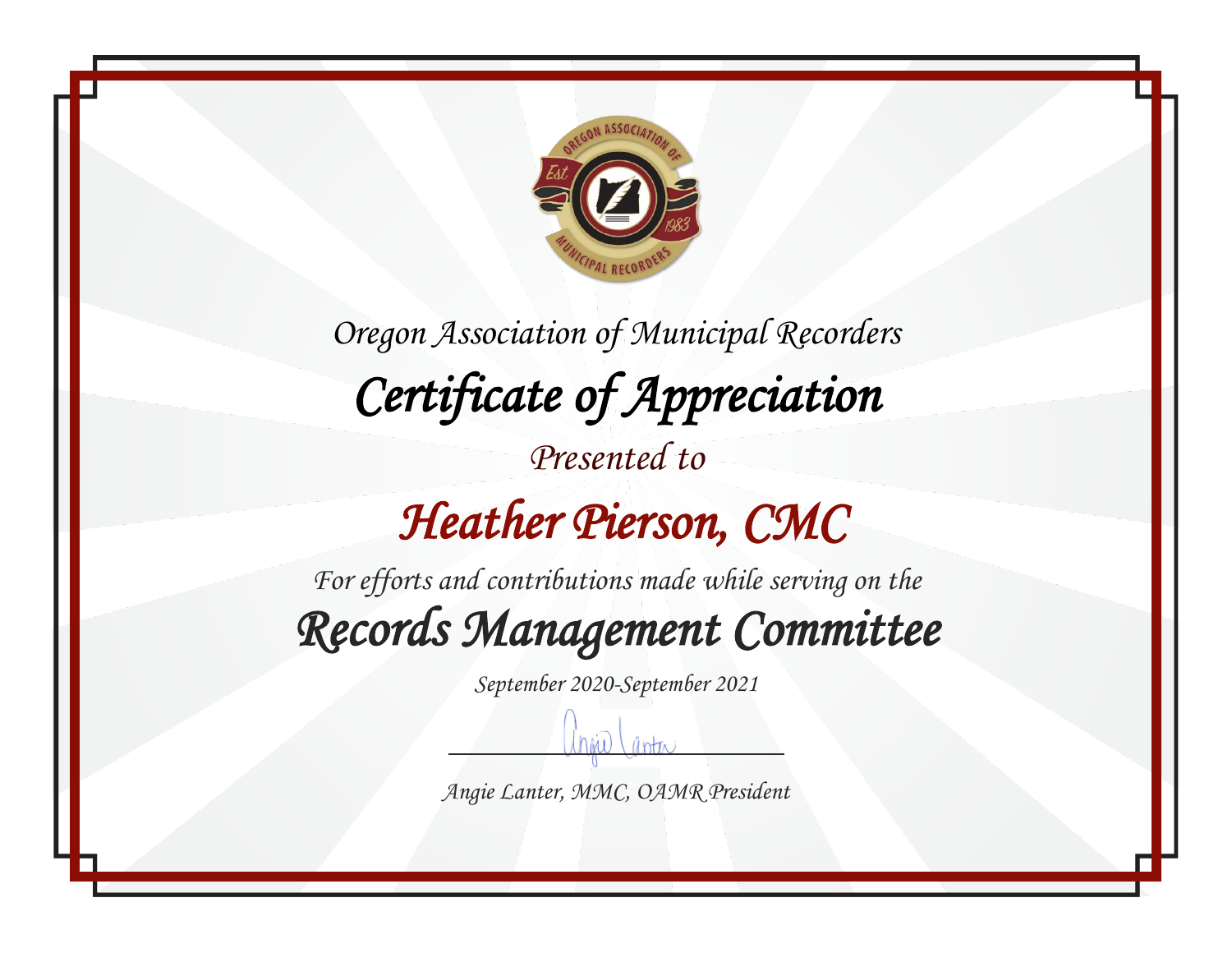Oregon Association of Municipal Recorders

# Certificate of Appreciation

Presented to

## Heather Pierson, CMC

For efforts and contributions made while serving on the

## Records Management Committee

September 2020-September 2021

Angie Lanter, MMC, OAMR President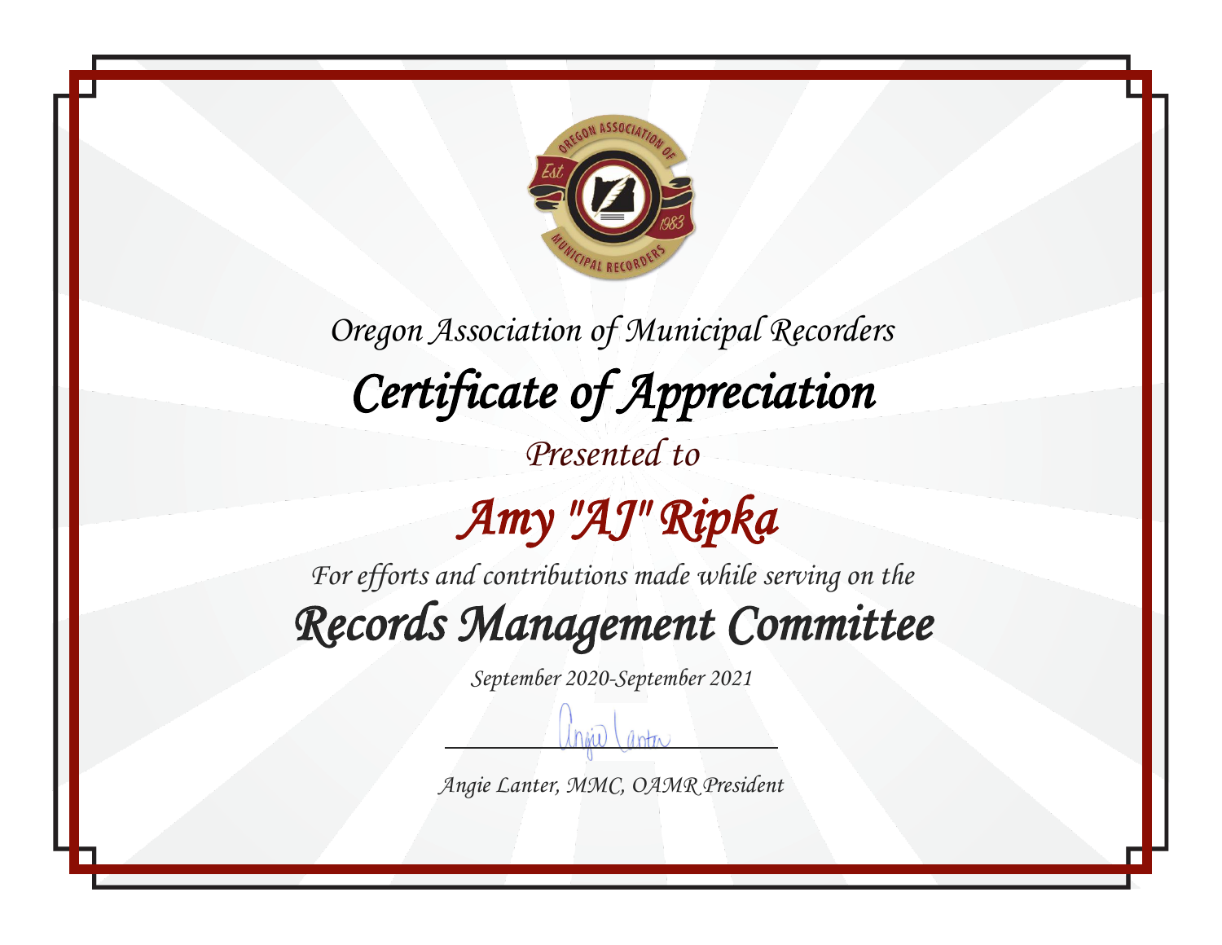Oregon Association of Municipal Recorders

# Certificate of Appreciation

Presented to

## Amy "AJ" Ripka

For efforts and contributions made while serving on the

## Records Management Committee

September 2020-September 2021

Angie Lanter, MMC, OAMR President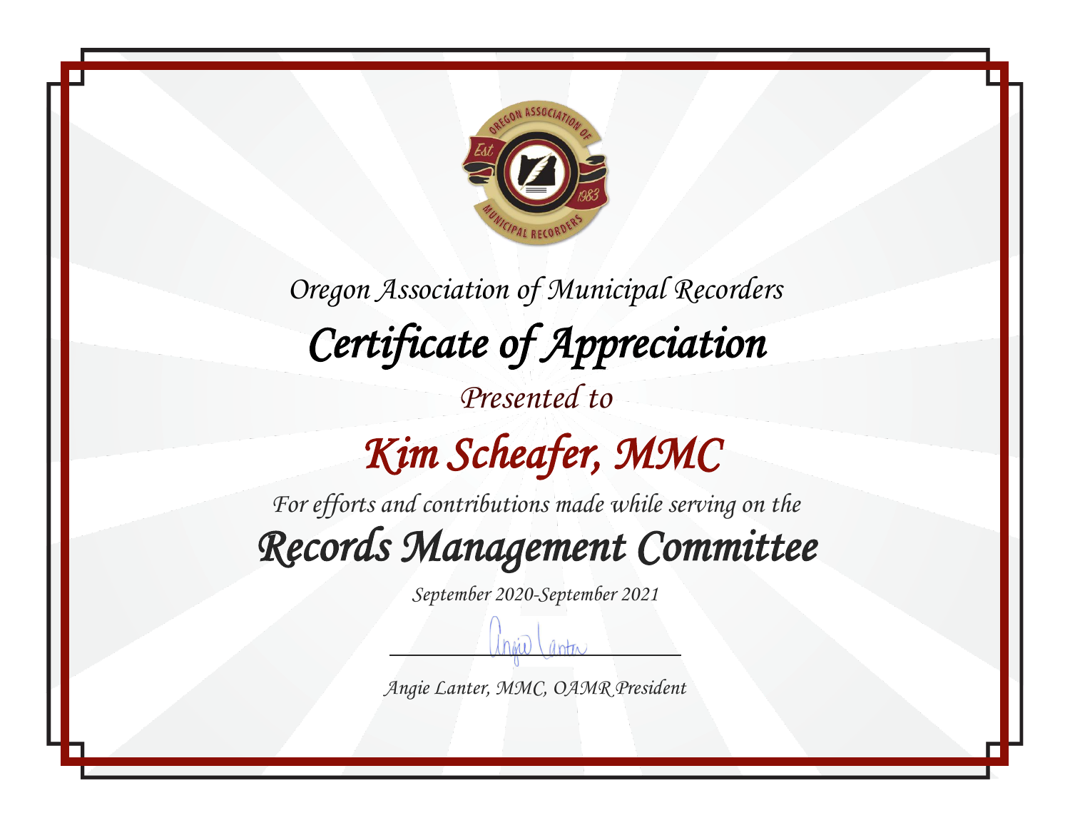Oregon Association of Municipal Recorders

# Certificate of Appreciation

Presented to

## Kim Scheafer, MMC

For efforts and contributions made while serving on the

## Records Management Committee

September 2020-September 2021

Angie Lanter, MMC, OAMR President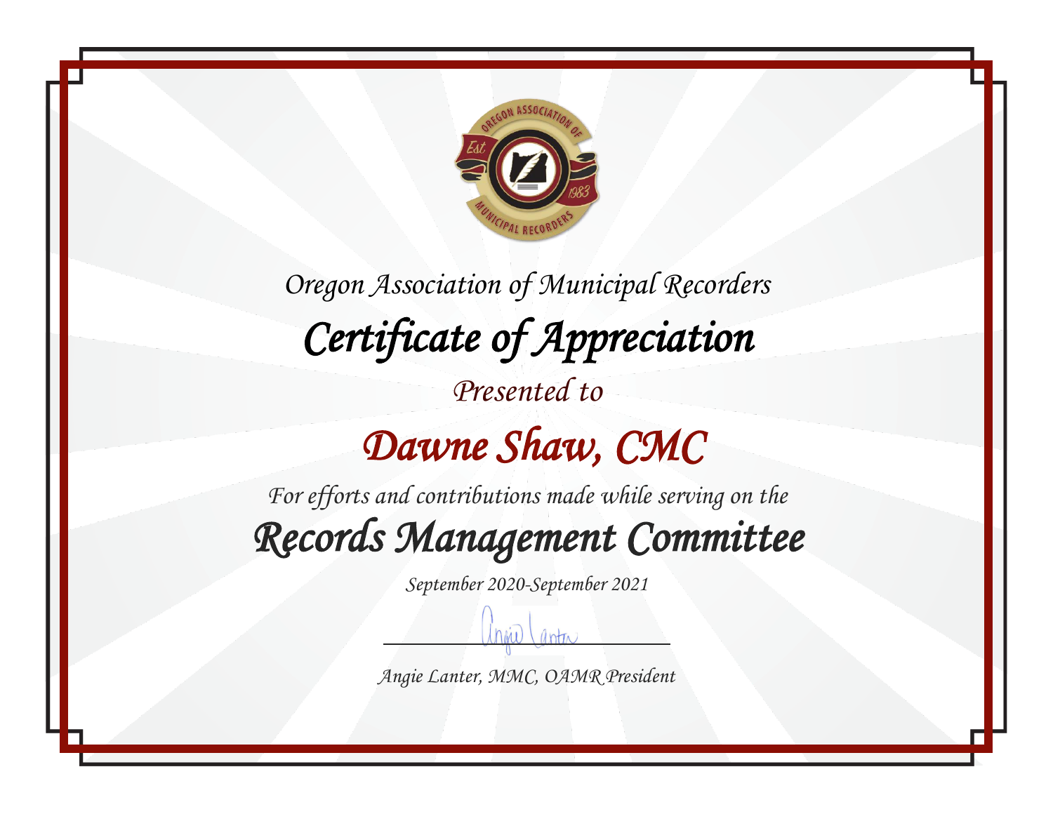Oregon Association of Municipal Recorders

# Certificate of Appreciation

Presented to

## Dawne Shaw, CMC

For efforts and contributions made while serving on the

## Records Management Committee

September 2020-September 2021

Angie Lanter, MMC, OAMR President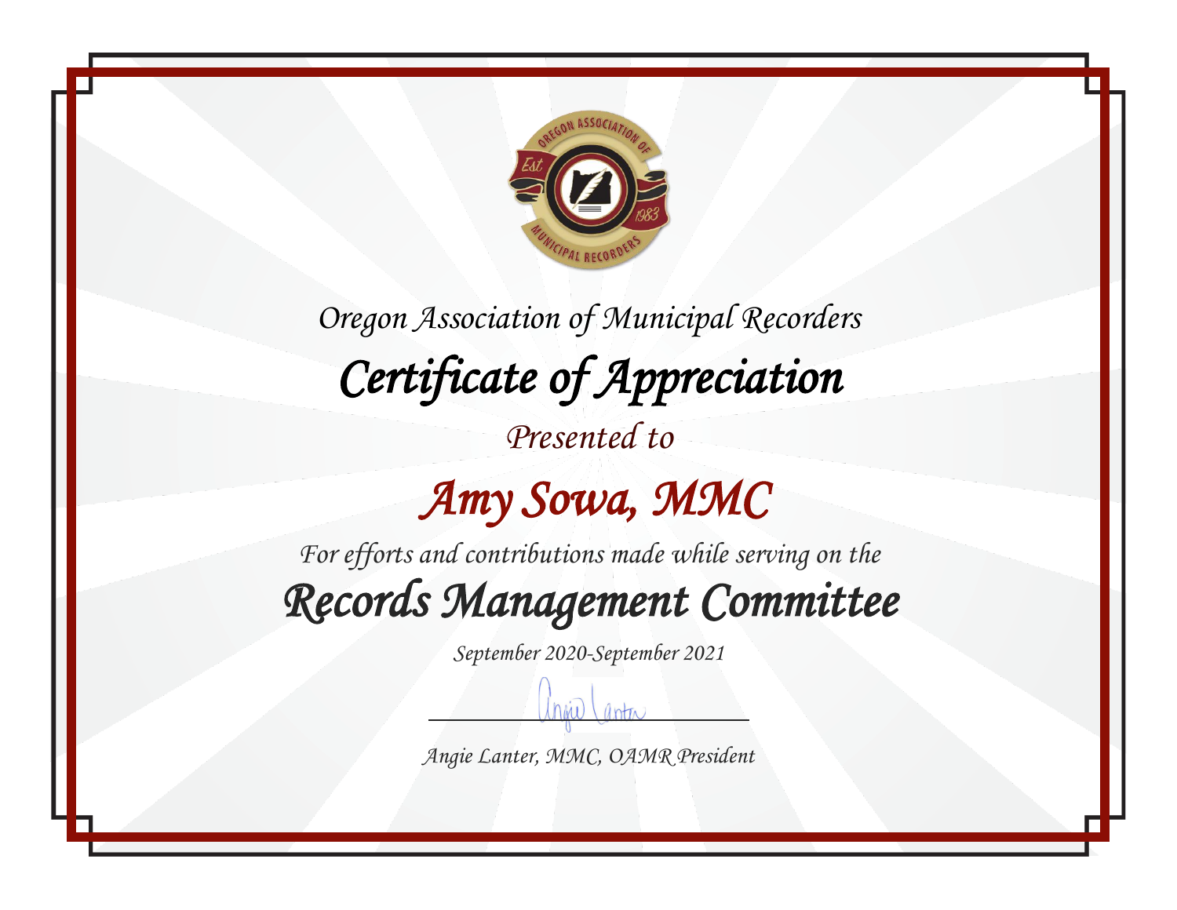Oregon Association of Municipal Recorders

# Certificate of Appreciation

Presented to

## Amy Sowa, MMC

For efforts and contributions made while serving on the

## Records Management Committee

September 2020-September 2021

Angie Lanter, MMC, OAMR President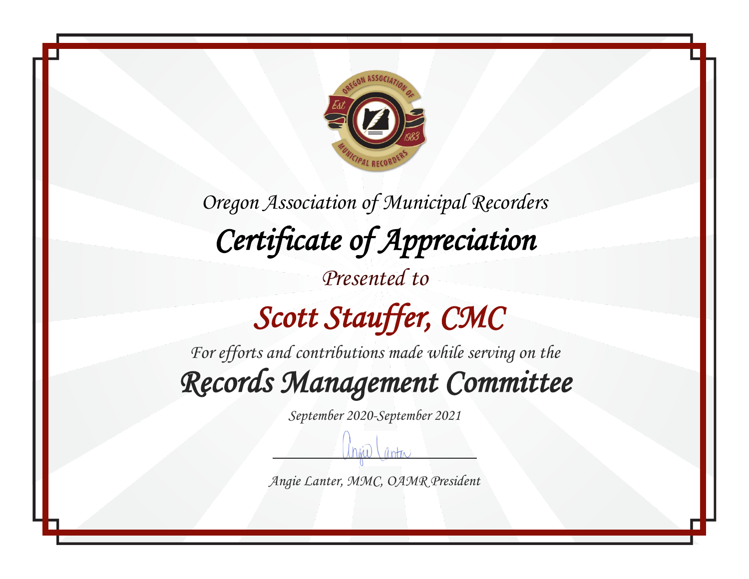*Oregon Association of Municipal Recorders*

# *Certificate of Appreciation*

*Presented to*

## *Scott Stauffer, CMC*

*For efforts and contributions made while serving on the*

## *Records Management Committee*

*September 2020-September 2021*

*Angie Lanter, MMC, OAMR President*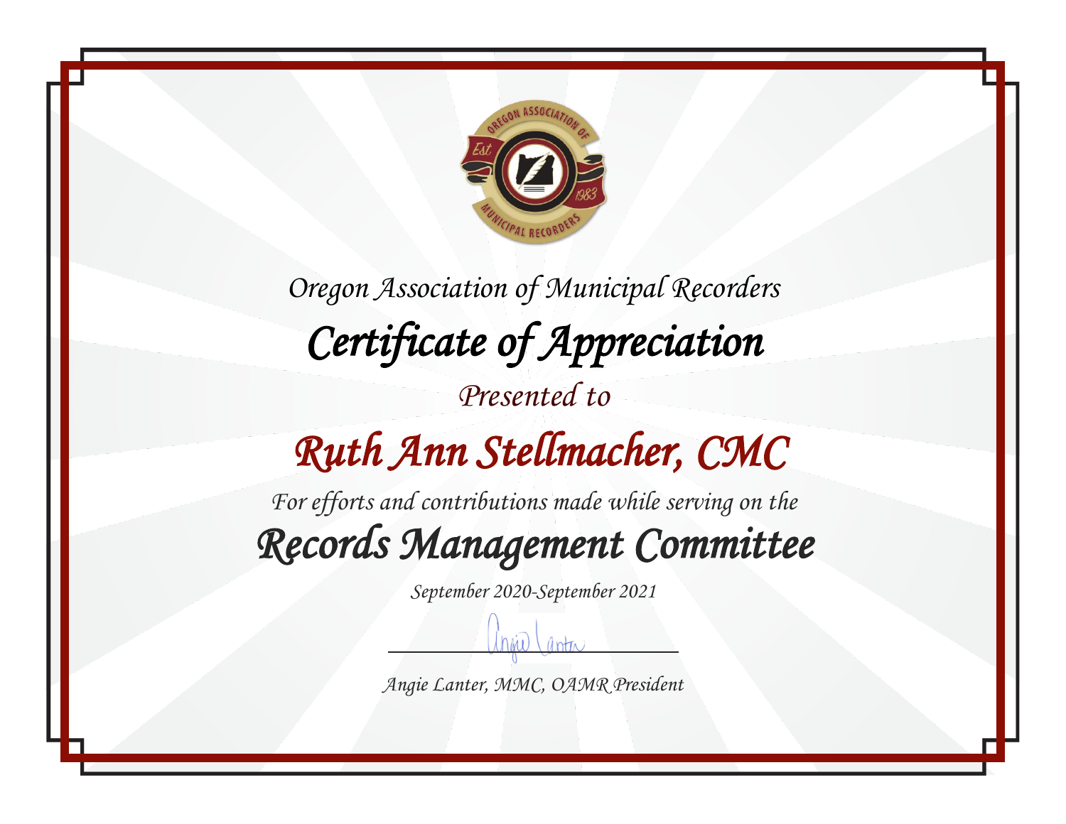*Oregon Association of Municipal Recorders*

# *Certificate of Appreciation*

*Presented to*

## *Ruth Ann Stellmacher, CMC*

*For efforts and contributions made while serving on the*

## *Records Management Committee*

*September 2020-September 2021*

*Angie Lanter, MMC, OAMR President*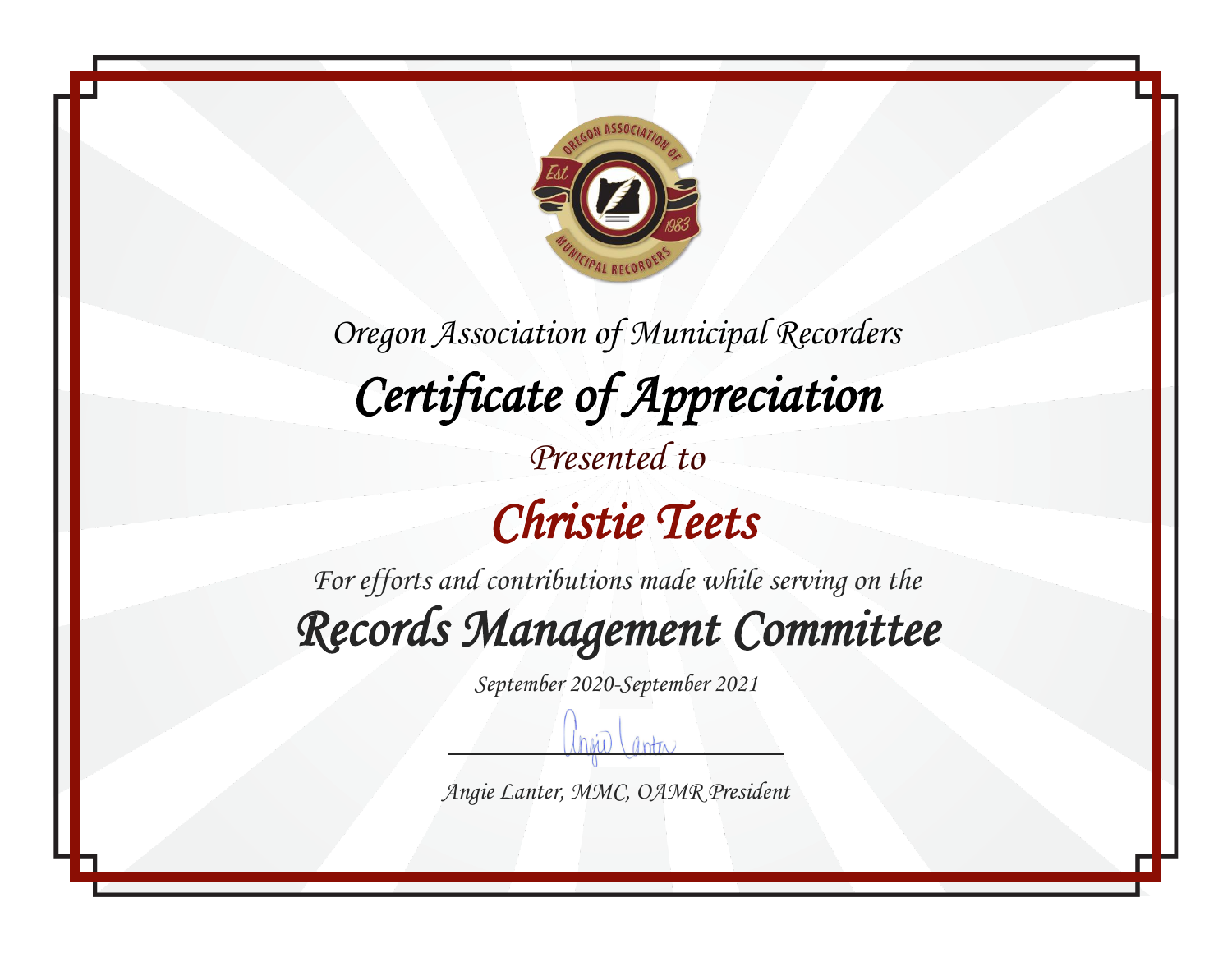Oregon Association of Municipal Recorders

# Certificate of Appreciation

Presented to

## Christie Teets

For efforts and contributions made while serving on the

## Records Management Committee

September 2020-September 2021

Angie Lanter, MMC, OAMR President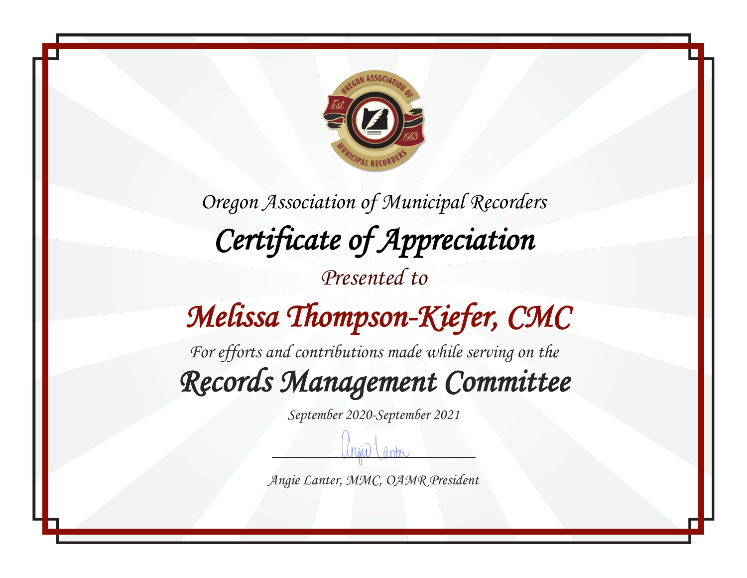Oregon Association of Municipal Recorders

# *Certificate of Appreciation*

*Presented to*

## *Melissa Thompson-Kiefer, CMC*

*For efforts and contributions made while serving on the*

## *Records Management Committee*

*September 2020-September 2021*

*Angie Lanter, MMC, OAMR President*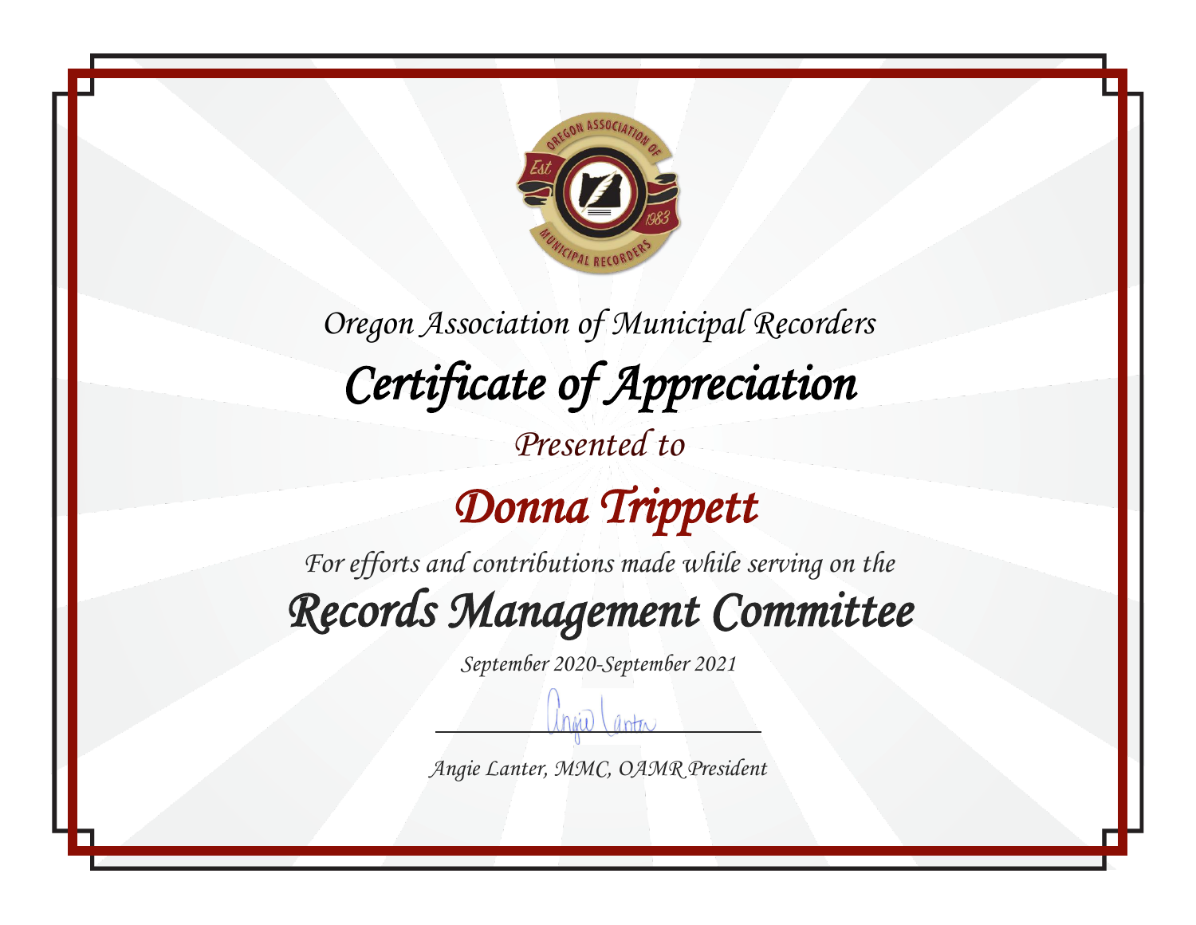Oregon Association of Municipal Recorders

# Certificate of Appreciation

Presented to

## Donna Trippett

For efforts and contributions made while serving on the

## Records Management Committee

September 2020-September 2021

Angie Lanter, MMC, OAMR President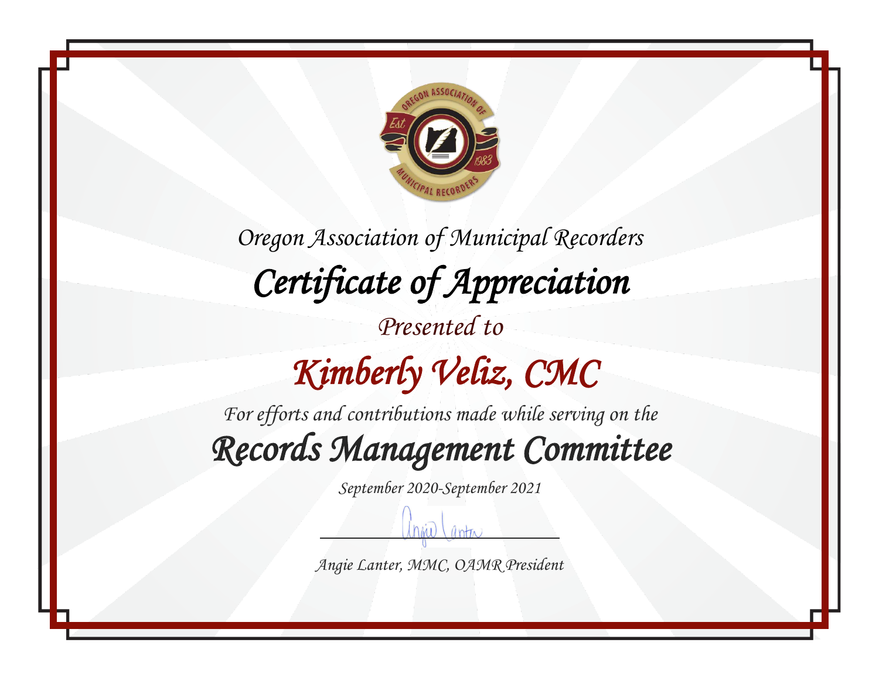Oregon Association of Municipal Recorders

# Certificate of Appreciation

Presented to

## Kimberly Veliz, CMC

For efforts and contributions made while serving on the

## Records Management Committee

September 2020-September 2021

Angie Lanter, MMC, OAMR President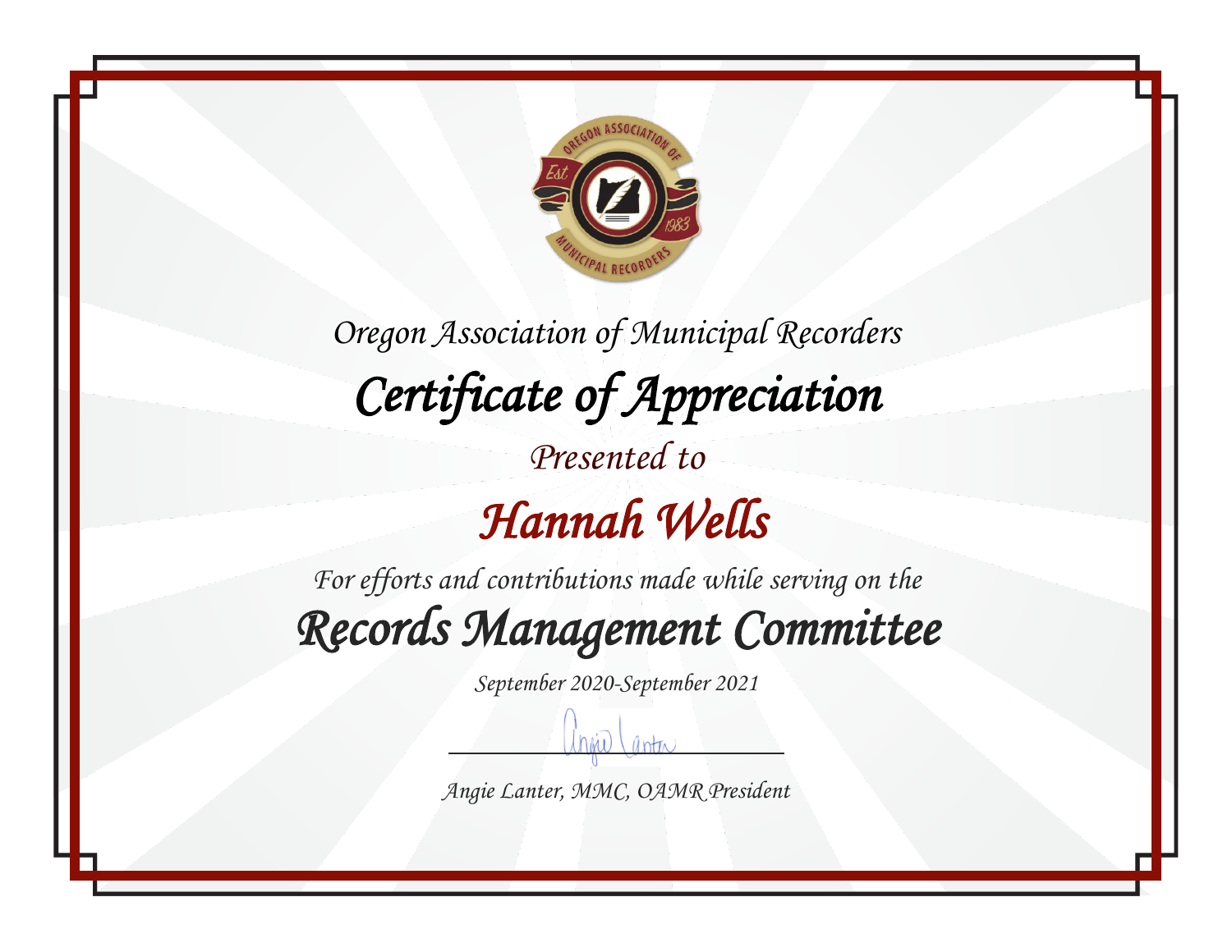*Oregon Association of Municipal Recorders*

# *Certificate of Appreciation*

*Presented to*

## *Hannah Wells*

*For efforts and contributions made while serving on the*

## *Records Management Committee*

*September 2020-September 2021*

*Angie Lanter, MMC, OAMR President*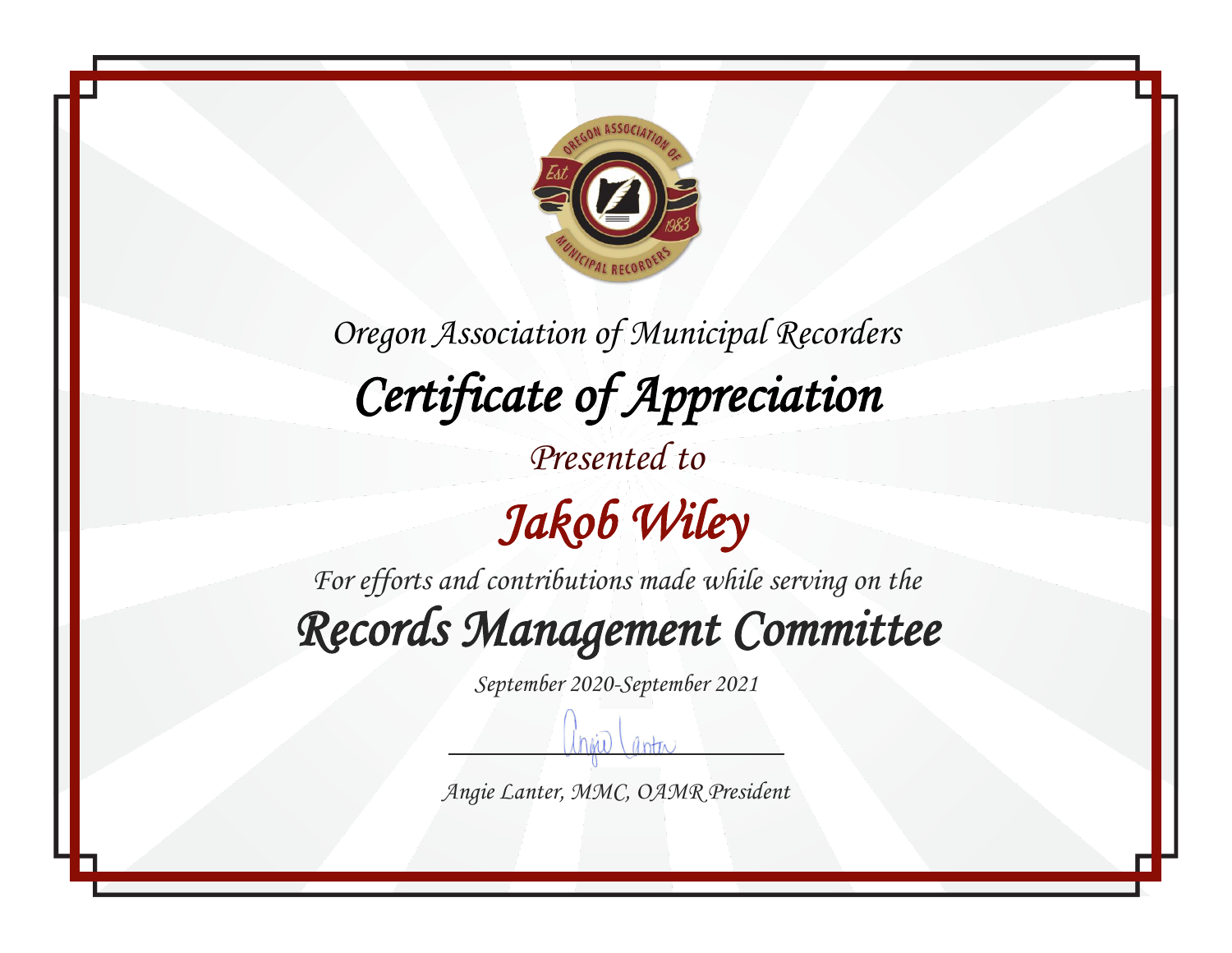*Oregon Association of Municipal Recorders*

# *Certificate of Appreciation*

*Presented to*

## *Jakob Wiley*

*For efforts and contributions made while serving on the*

## *Records Management Committee*

*September 2020-September 2021*

*Angie Lanter, MMC, OAMR President*